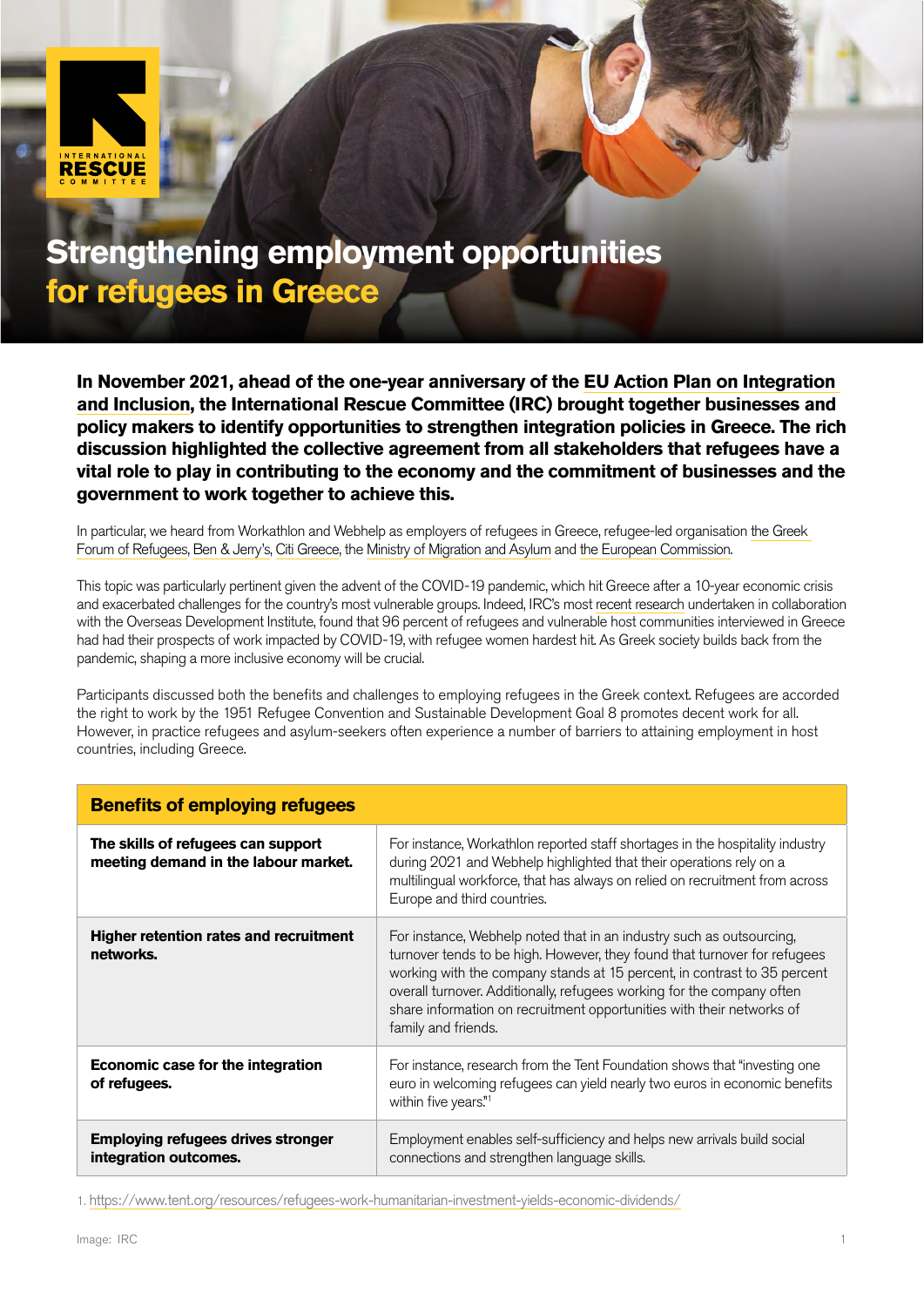# Strengthening employment opportunities for refugees in Greece

**In November 2021, ahead of the one-year anniversary of the EU Action Plan on Integration and Inclusion, the International Rescue Committee (IRC) brought together businesses and policy makers to identify opportunities to strengthen integration policies in Greece. The rich discussion highlighted the collective agreement from all stakeholders that refugees have a vital role to play in contributing to the economy and the commitment of businesses and the government to work together to achieve this.**

In particular, we heard from Workathlon and Webhelp as employers of refugees in Greece, refugee-led organisation the Greek Forum of Refugees, Ben & Jerry's, Citi Greece, the Ministry of Migration and Asylum and the European Commission.

This topic was particularly pertinent given the advent of the COVID-19 pandemic, which hit Greece after a 10-year economic crisis and exacerbated challenges for the country's most vulnerable groups. Indeed, IRC's most recent research undertaken in collaboration with the Overseas Development Institute, found that 96 percent of refugees and vulnerable host communities interviewed in Greece had had their prospects of work impacted by COVID-19, with refugee women hardest hit. As Greek society builds back from the pandemic, shaping a more inclusive economy will be crucial.

Participants discussed both the benefits and challenges to employing refugees in the Greek context. Refugees are accorded the right to work by the 1951 Refugee Convention and Sustainable Development Goal 8 promotes decent work for all. However, in practice refugees and asylum-seekers often experience a number of barriers to attaining employment in host countries, including Greece.

| Benefits of employing refugees | |
|---|---|
| **The skills of refugees can support meeting demand in the labour market.** | For instance, Workathlon reported staff shortages in the hospitality industry during 2021 and Webhelp highlighted that their operations rely on a multilingual workforce, that has always on relied on recruitment from across Europe and third countries. |
| **Higher retention rates and recruitment networks.** | For instance, Webhelp noted that in an industry such as outsourcing, turnover tends to be high. However, they found that turnover for refugees working with the company stands at 15 percent, in contrast to 35 percent overall turnover. Additionally, refugees working for the company often share information on recruitment opportunities with their networks of family and friends. |
| **Economic case for the integration of refugees.** | For instance, research from the Tent Foundation shows that "investing one euro in welcoming refugees can yield nearly two euros in economic benefits within five years."[1] |
| **Employing refugees drives stronger integration outcomes.** | Employment enables self-sufficiency and helps new arrivals build social connections and strengthen language skills. |

1. https://www.tent.org/resources/refugees-work-humanitarian-investment-yields-economic-dividends/

Image: IRC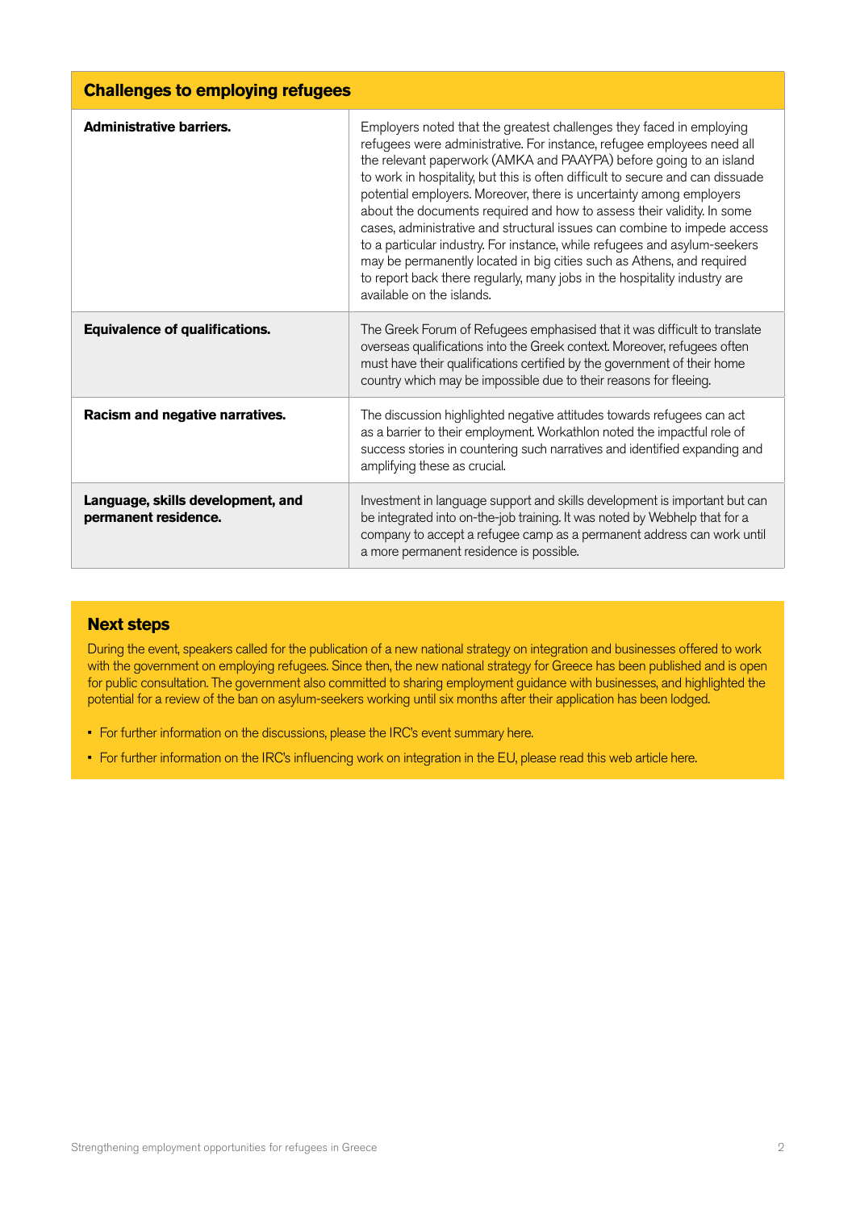| Challenges to employing refugees | |
|---|---|
| **Administrative barriers.** | Employers noted that the greatest challenges they faced in employing refugees were administrative. For instance, refugee employees need all the relevant paperwork (AMKA and PAAYPA) before going to an island to work in hospitality, but this is often difficult to secure and can dissuade potential employers. Moreover, there is uncertainty among employers about the documents required and how to assess their validity. In some cases, administrative and structural issues can combine to impede access to a particular industry. For instance, while refugees and asylum-seekers may be permanently located in big cities such as Athens, and required to report back there regularly, many jobs in the hospitality industry are available on the islands. |
| **Equivalence of qualifications.** | The Greek Forum of Refugees emphasised that it was difficult to translate overseas qualifications into the Greek context. Moreover, refugees often must have their qualifications certified by the government of their home country which may be impossible due to their reasons for fleeing. |
| **Racism and negative narratives.** | The discussion highlighted negative attitudes towards refugees can act as a barrier to their employment. Workathlon noted the impactful role of success stories in countering such narratives and identified expanding and amplifying these as crucial. |
| **Language, skills development, and permanent residence.** | Investment in language support and skills development is important but can be integrated into on-the-job training. It was noted by Webhelp that for a company to accept a refugee camp as a permanent address can work until a more permanent residence is possible. |

## Next steps

During the event, speakers called for the publication of a new national strategy on integration and businesses offered to work with the government on employing refugees. Since then, the new national strategy for Greece has been published and is open for public consultation. The government also committed to sharing employment guidance with businesses, and highlighted the potential for a review of the ban on asylum-seekers working until six months after their application has been lodged.

- For further information on the discussions, please the IRC's event summary here.
- For further information on the IRC's influencing work on integration in the EU, please read this web article here.